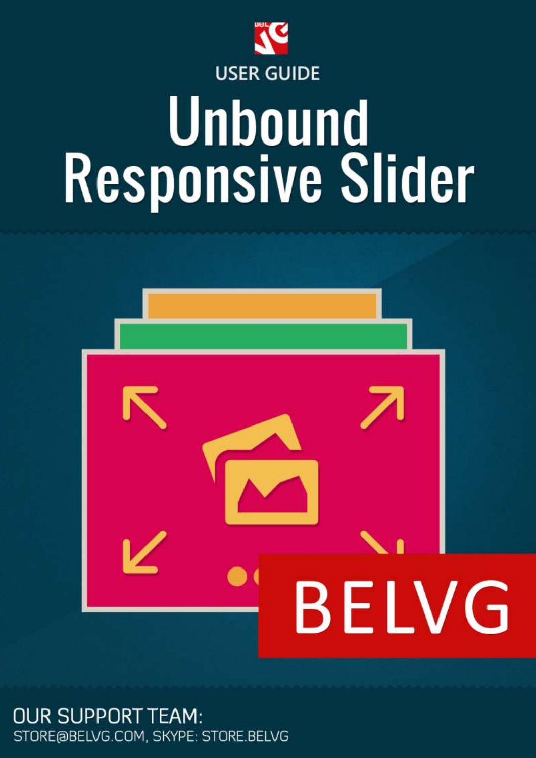USER GUIDE

# Unbound Responsive Slider

BELVG

OUR SUPPORT TEAM:
STORE@BELVG.COM, SKYPE: STORE.BELVG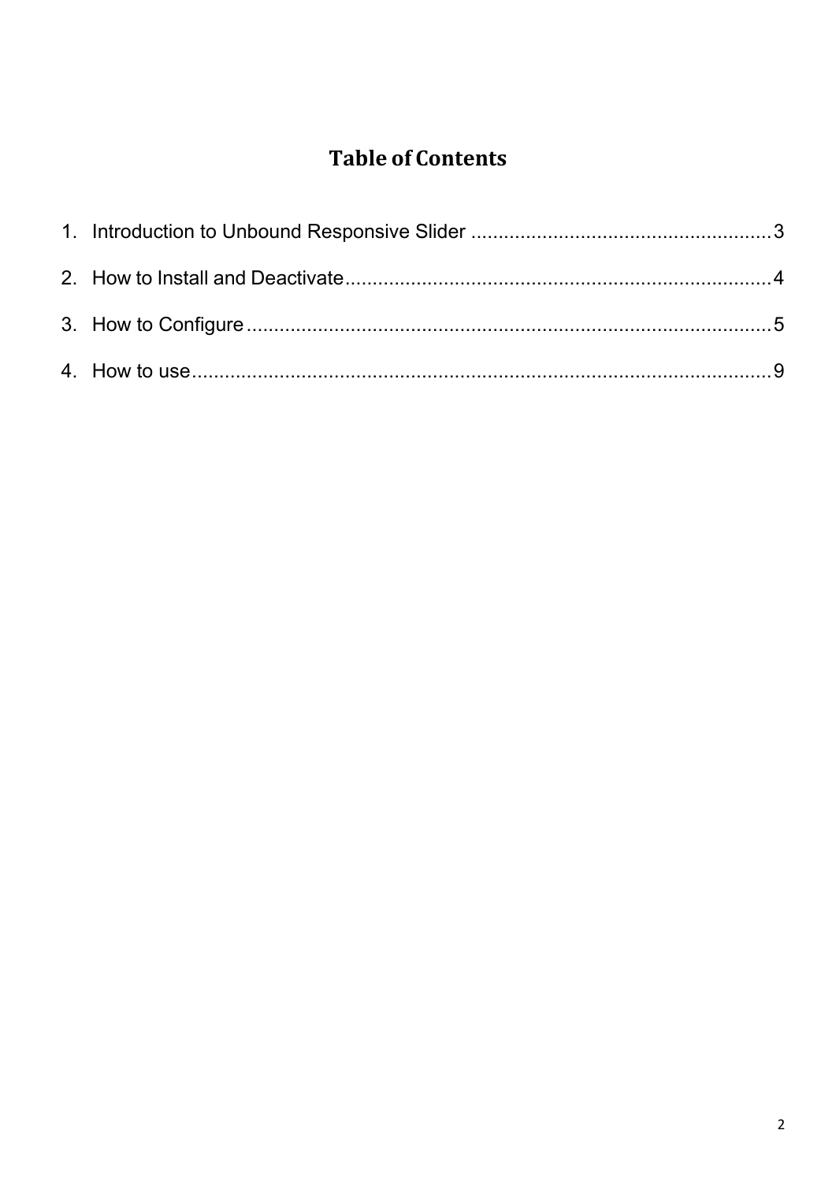# Table of Contents

1. Introduction to Unbound Responsive Slider ........................................................ 3
2. How to Install and Deactivate ................................................................................ 4
3. How to Configure ................................................................................................... 5
4. How to use ............................................................................................................ 9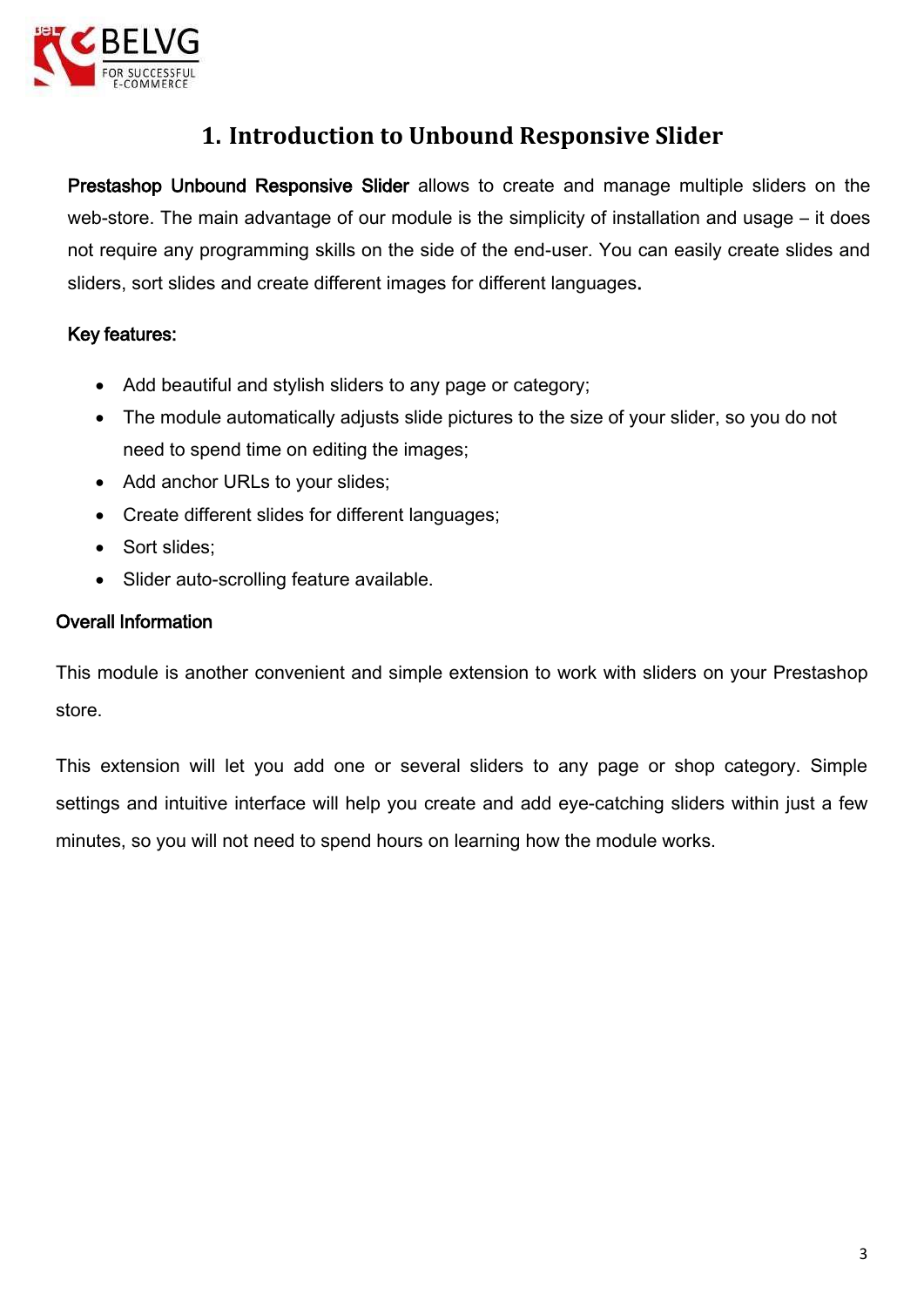# 1. Introduction to Unbound Responsive Slider

**Prestashop Unbound Responsive Slider** allows to create and manage multiple sliders on the web-store. The main advantage of our module is the simplicity of installation and usage – it does not require any programming skills on the side of the end-user. You can easily create slides and sliders, sort slides and create different images for different languages.

**Key features:**

- Add beautiful and stylish sliders to any page or category;
- The module automatically adjusts slide pictures to the size of your slider, so you do not need to spend time on editing the images;
- Add anchor URLs to your slides;
- Create different slides for different languages;
- Sort slides;
- Slider auto-scrolling feature available.

**Overall Information**

This module is another convenient and simple extension to work with sliders on your Prestashop store.

This extension will let you add one or several sliders to any page or shop category. Simple settings and intuitive interface will help you create and add eye-catching sliders within just a few minutes, so you will not need to spend hours on learning how the module works.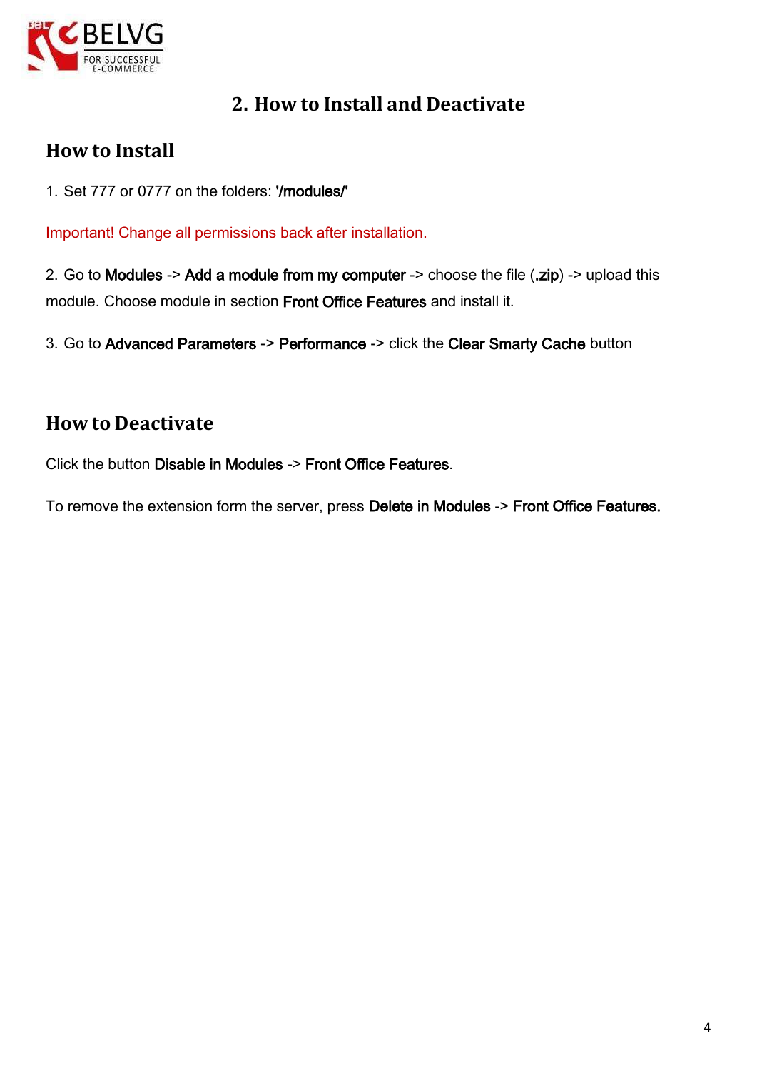## 2. How to Install and Deactivate

### How to Install

1. Set 777 or 0777 on the folders: **'/modules/'**

Important! Change all permissions back after installation.

2. Go to **Modules** -> **Add a module from my computer** -> choose the file (**.zip**) -> upload this module. Choose module in section **Front Office Features** and install it.

3. Go to **Advanced Parameters** -> **Performance** -> click the **Clear Smarty Cache** button

### How to Deactivate

Click the button **Disable in Modules** -> **Front Office Features**.

To remove the extension form the server, press **Delete in Modules** -> **Front Office Features.**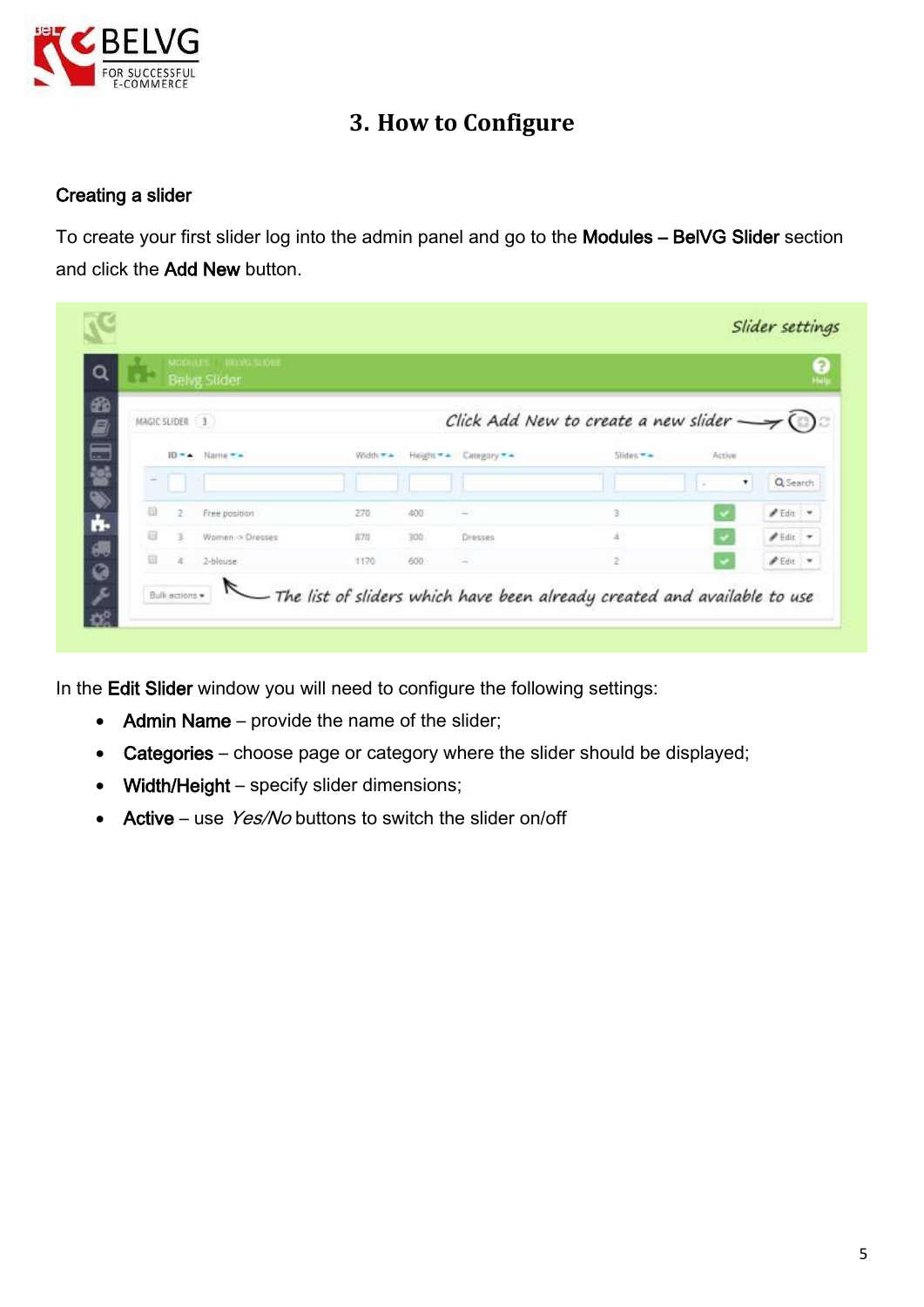# 3. How to Configure

### Creating a slider

To create your first slider log into the admin panel and go to the **Modules – BelVG Slider** section and click the **Add New** button.

In the **Edit Slider** window you will need to configure the following settings:

- **Admin Name** – provide the name of the slider;
- **Categories** – choose page or category where the slider should be displayed;
- **Width/Height** – specify slider dimensions;
- **Active** – use *Yes/No* buttons to switch the slider on/off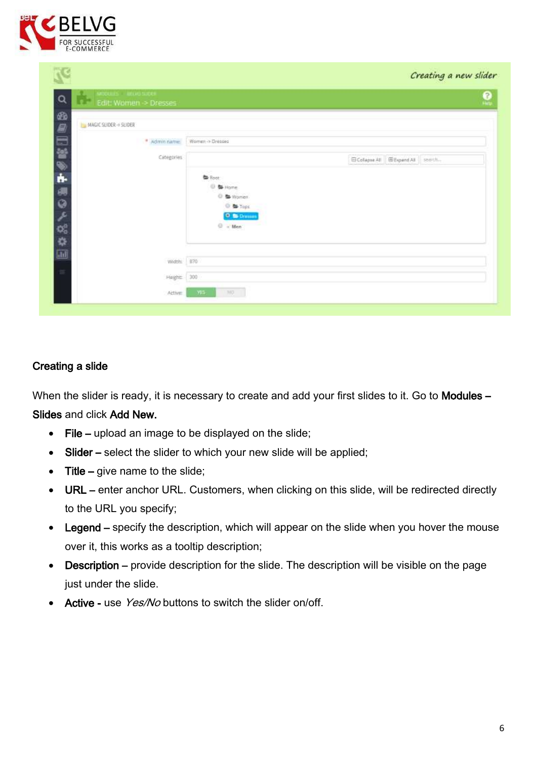## Creating a slide

When the slider is ready, it is necessary to create and add your first slides to it. Go to **Modules – Slides** and click **Add New.**

- **File –** upload an image to be displayed on the slide;
- **Slider –** select the slider to which your new slide will be applied;
- **Title –** give name to the slide;
- **URL –** enter anchor URL. Customers, when clicking on this slide, will be redirected directly to the URL you specify;
- **Legend –** specify the description, which will appear on the slide when you hover the mouse over it, this works as a tooltip description;
- **Description –** provide description for the slide. The description will be visible on the page just under the slide.
- **Active -** use *Yes/No* buttons to switch the slider on/off.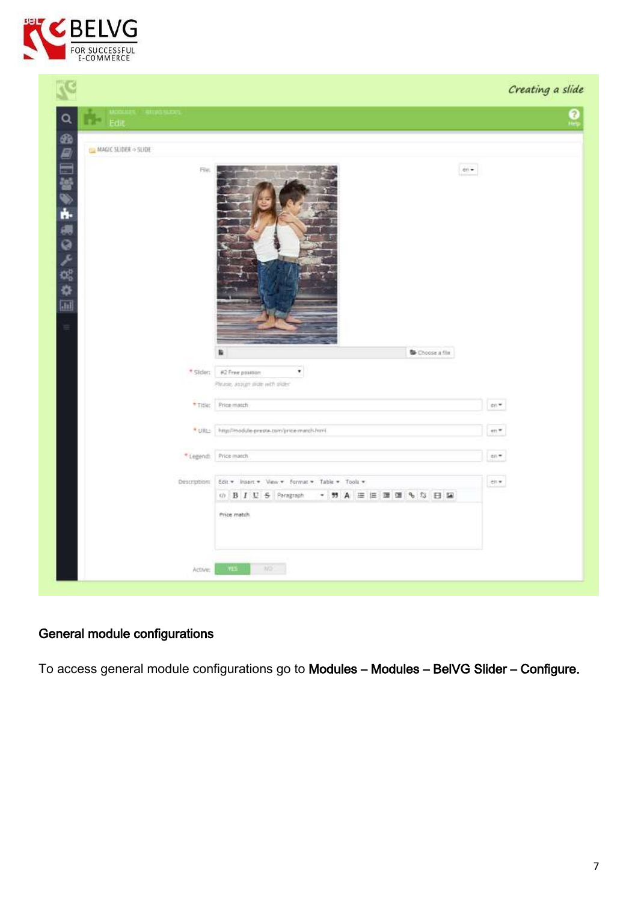## General module configurations

To access general module configurations go to **Modules – Modules – BelVG Slider – Configure.**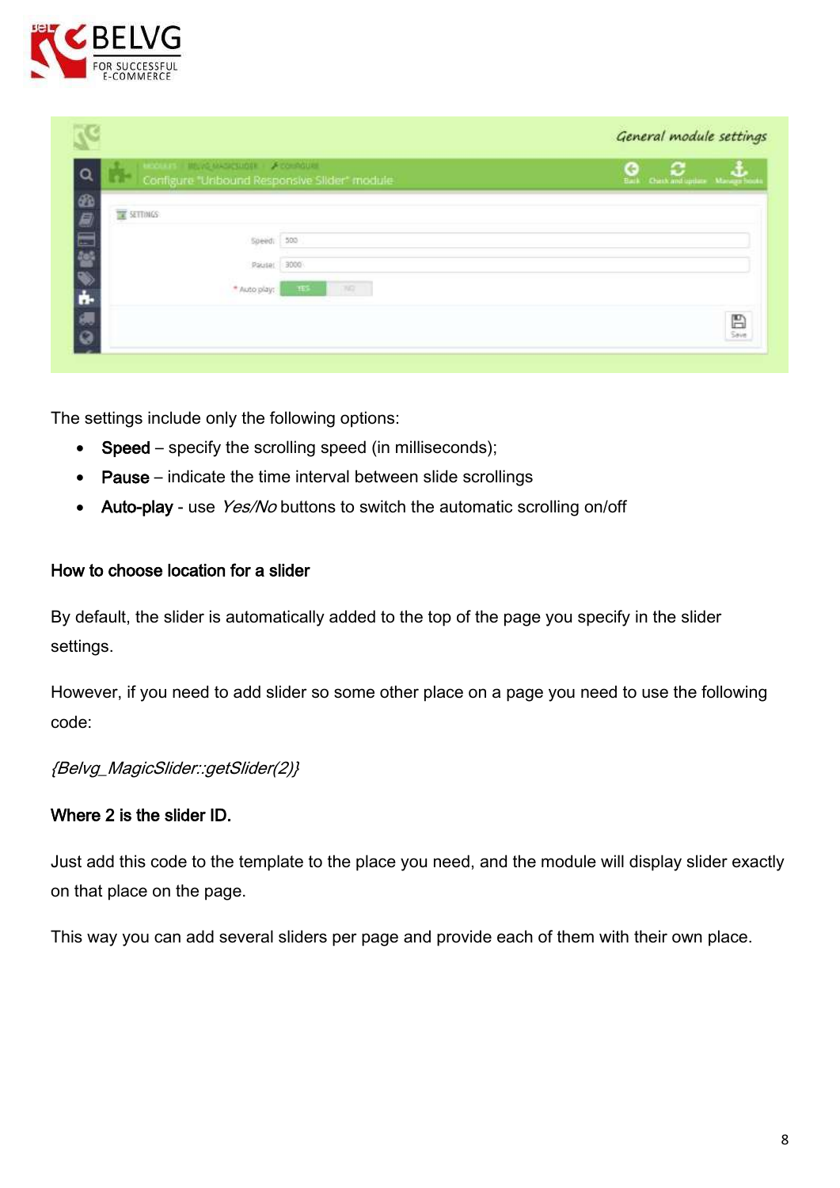The settings include only the following options:

- **Speed** – specify the scrolling speed (in milliseconds);
- **Pause** – indicate the time interval between slide scrollings
- **Auto-play** - use *Yes/No* buttons to switch the automatic scrolling on/off

**How to choose location for a slider**

By default, the slider is automatically added to the top of the page you specify in the slider settings.

However, if you need to add slider so some other place on a page you need to use the following code:

*{Belvg_MagicSlider::getSlider(2)}*

**Where 2 is the slider ID.**

Just add this code to the template to the place you need, and the module will display slider exactly on that place on the page.

This way you can add several sliders per page and provide each of them with their own place.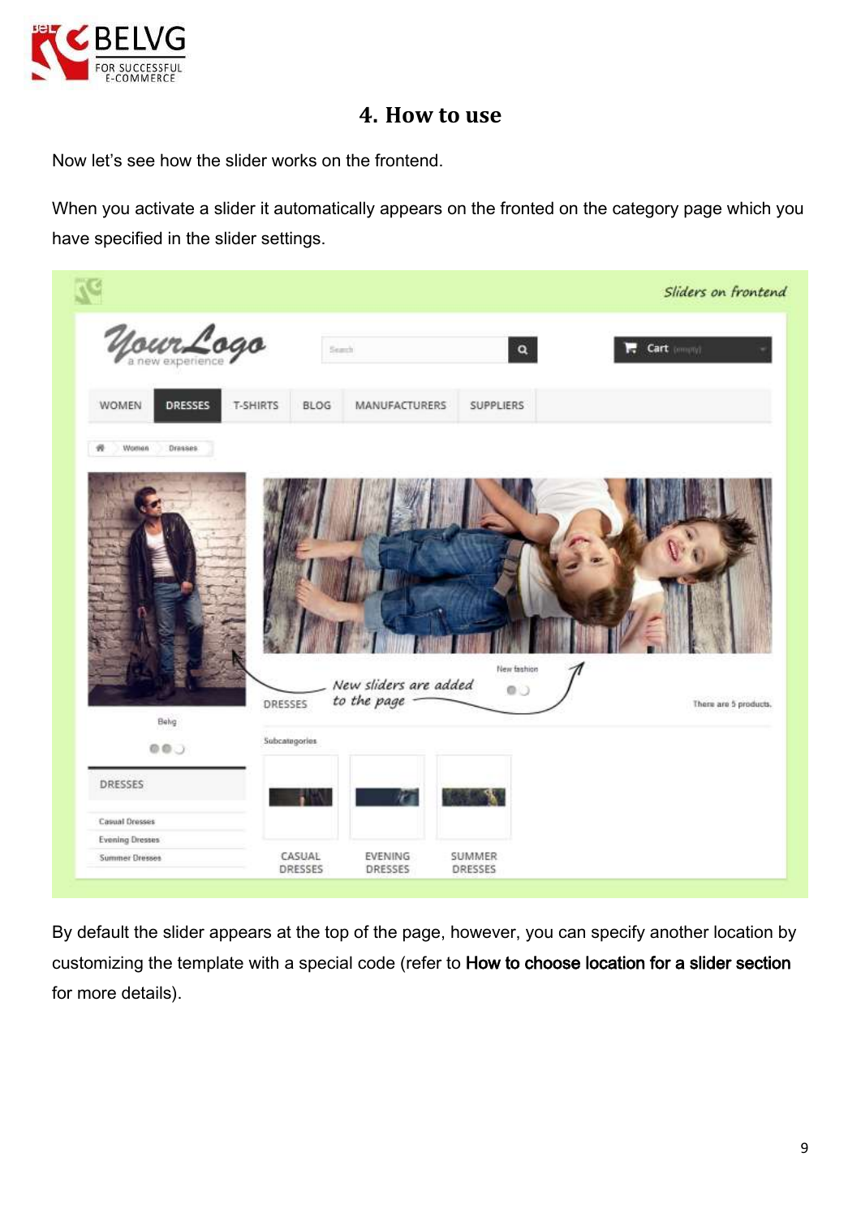# 4. How to use

Now let's see how the slider works on the frontend.

When you activate a slider it automatically appears on the fronted on the category page which you have specified in the slider settings.

By default the slider appears at the top of the page, however, you can specify another location by customizing the template with a special code (refer to **How to choose location for a slider section** for more details).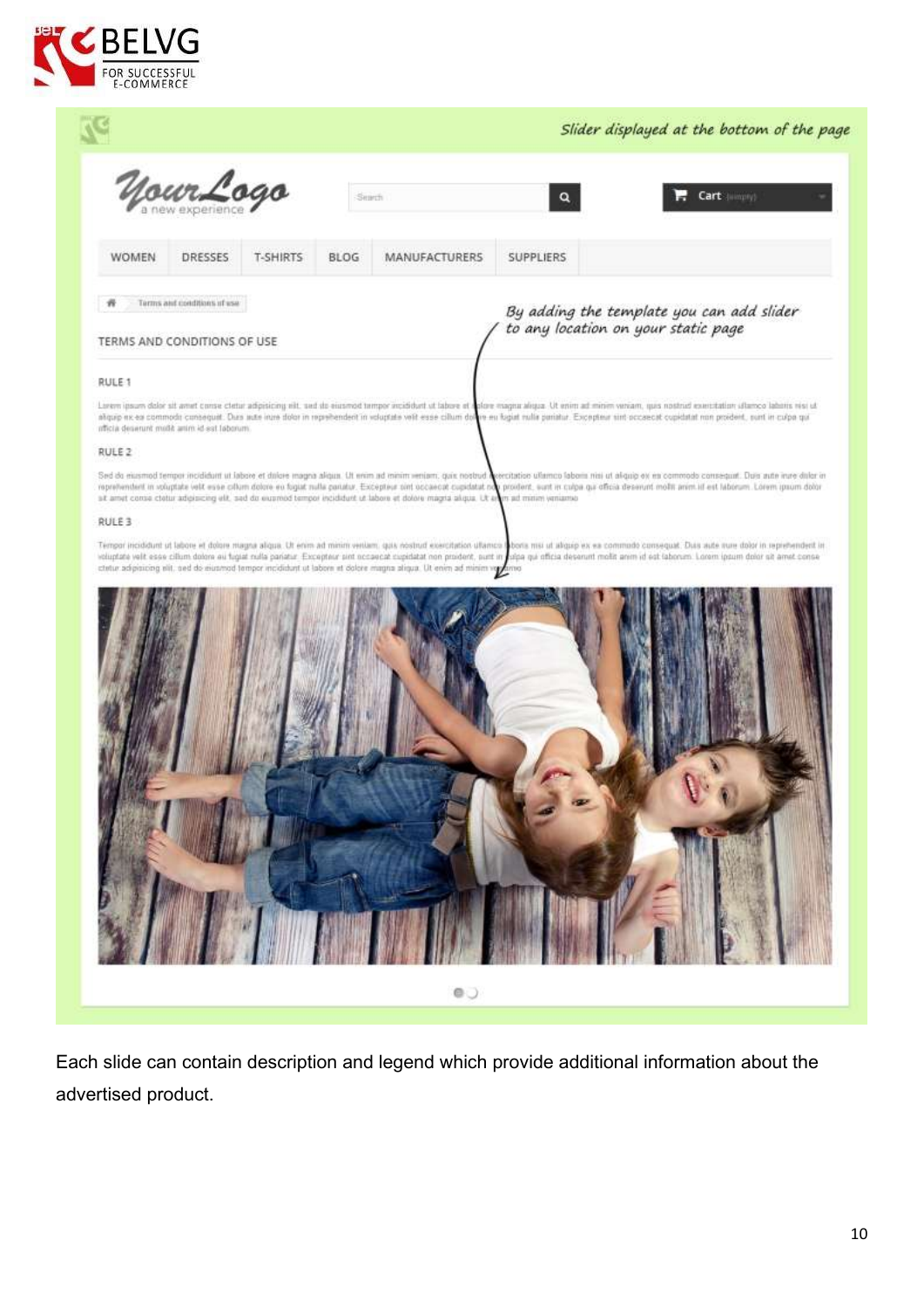Each slide can contain description and legend which provide additional information about the advertised product.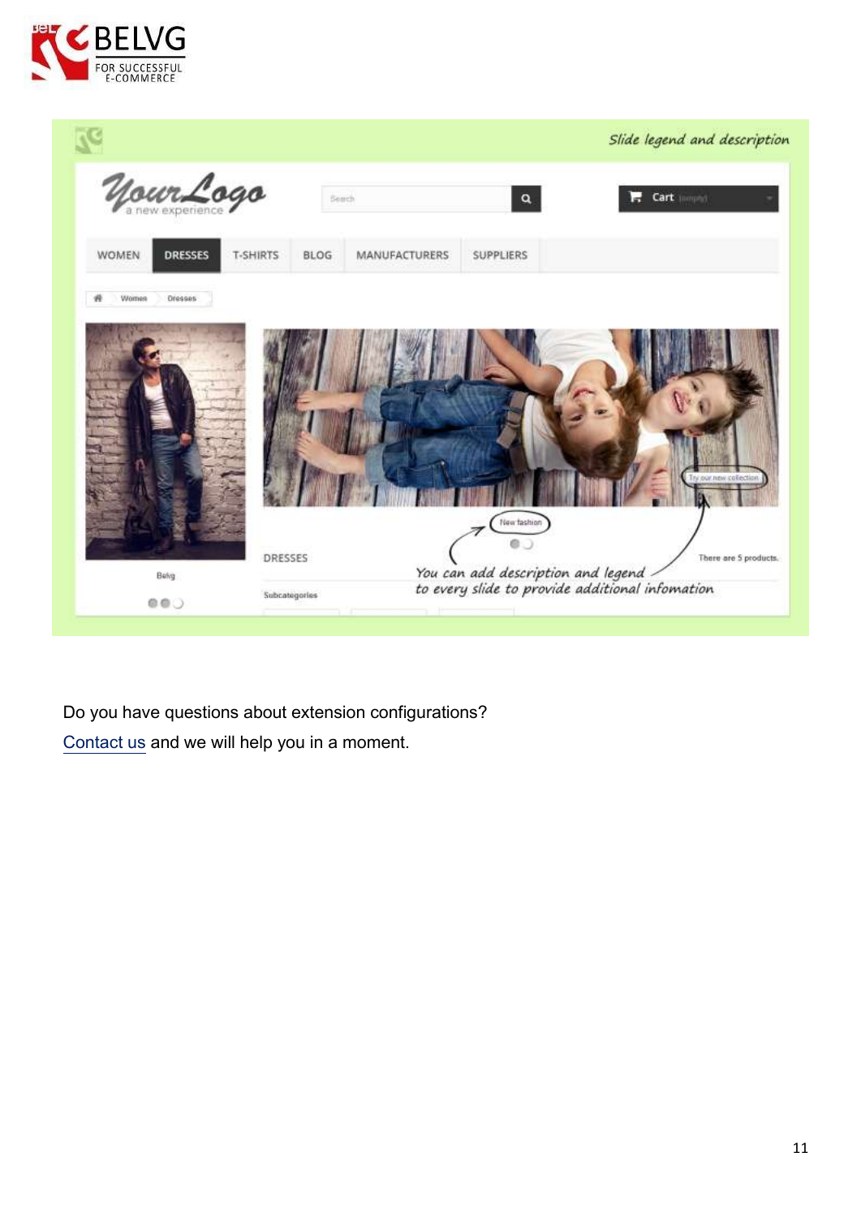Do you have questions about extension configurations?

Contact us and we will help you in a moment.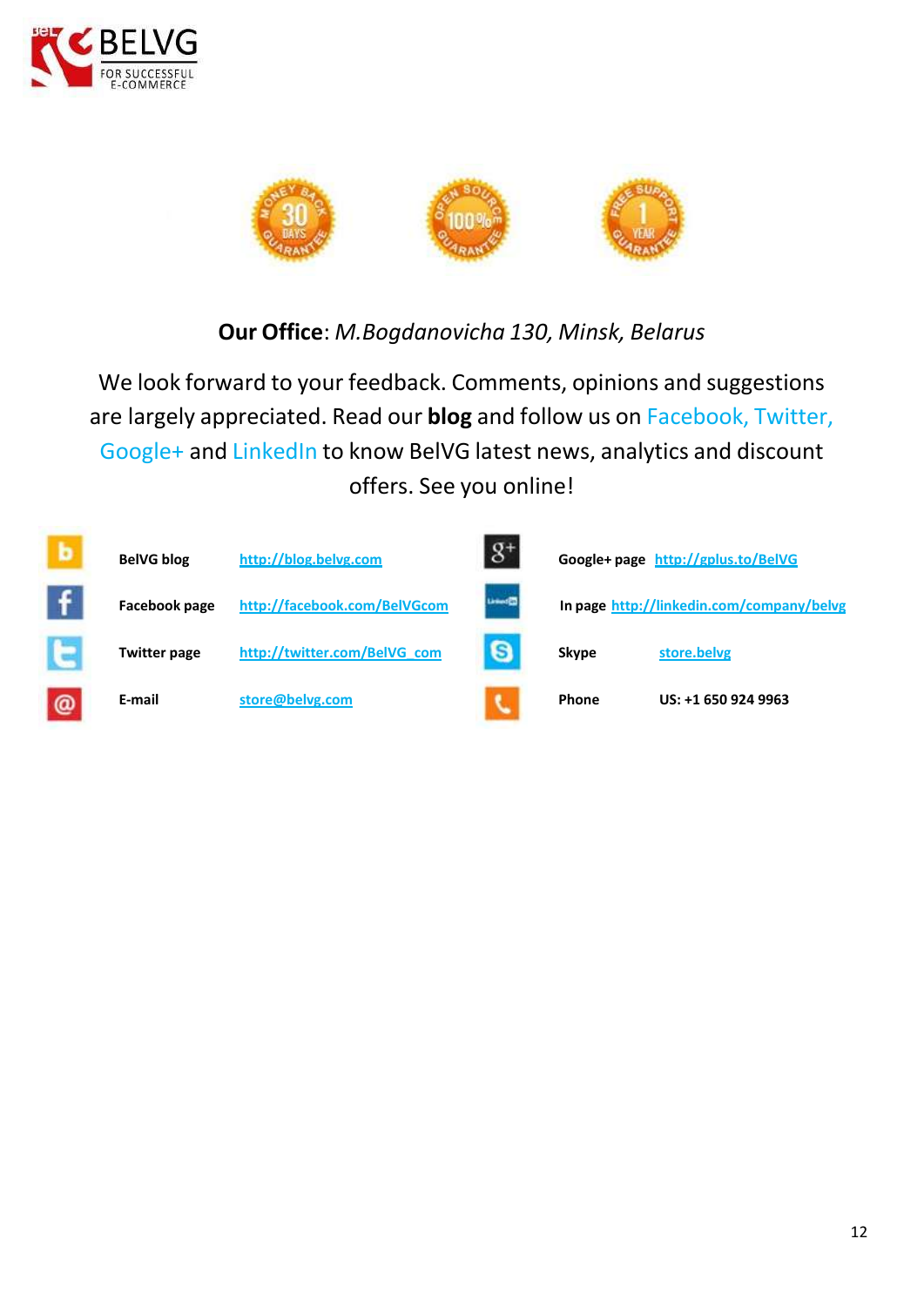**Our Office**: *M.Bogdanovicha 130, Minsk, Belarus*

We look forward to your feedback. Comments, opinions and suggestions are largely appreciated. Read our **blog** and follow us on Facebook, Twitter, Google+ and LinkedIn to know BelVG latest news, analytics and discount offers. See you online!

| | | | |
|---|---|---|---|
| **BelVG blog** | http://blog.belvg.com | **Google+ page** | http://gplus.to/BelVG |
| **Facebook page** | http://facebook.com/BelVGcom | **In page** | http://linkedin.com/company/belvg |
| **Twitter page** | http://twitter.com/BelVG_com | **Skype** | store.belvg |
| **E-mail** | store@belvg.com | **Phone** | **US: +1 650 924 9963** |